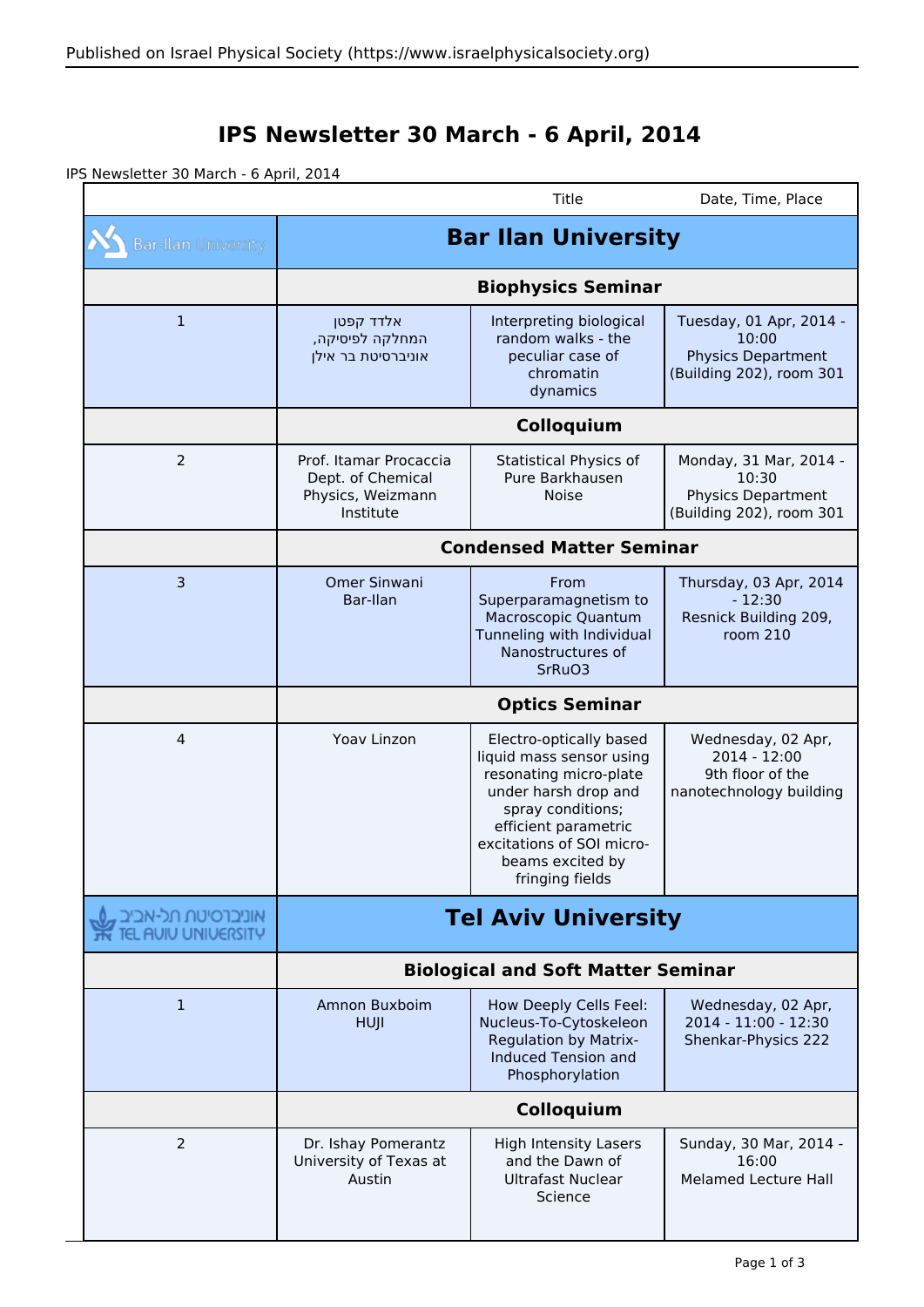# IPS Newsletter 30 March - 6 April, 2014

IPS Newsletter 30 March - 6 April, 2014

| | | Title | Date, Time, Place |
|---|---|---|---|
| | **Bar Ilan University** | | |
| | **Biophysics Seminar** | | |
| 1 | אלדד קפטן המחלקה לפיסיקה, אוניברסיטת בר אילן | Interpreting biological random walks - the peculiar case of chromatin dynamics | Tuesday, 01 Apr, 2014 - 10:00 Physics Department (Building 202), room 301 |
| | **Colloquium** | | |
| 2 | Prof. Itamar Procaccia Dept. of Chemical Physics, Weizmann Institute | Statistical Physics of Pure Barkhausen Noise | Monday, 31 Mar, 2014 - 10:30 Physics Department (Building 202), room 301 |
| | **Condensed Matter Seminar** | | |
| 3 | Omer Sinwani Bar-Ilan | From Superparamagnetism to Macroscopic Quantum Tunneling with Individual Nanostructures of $SrRuO_3$ | Thursday, 03 Apr, 2014 - 12:30 Resnick Building 209, room 210 |
| | **Optics Seminar** | | |
| 4 | Yoav Linzon | Electro-optically based liquid mass sensor using resonating micro-plate under harsh drop and spray conditions; efficient parametric excitations of SOI micro-beams excited by fringing fields | Wednesday, 02 Apr, 2014 - 12:00 9th floor of the nanotechnology building |
| | **Tel Aviv University** | | |
| | **Biological and Soft Matter Seminar** | | |
| 1 | Amnon Buxboim HUJI | How Deeply Cells Feel: Nucleus-To-Cytoskeleon Regulation by Matrix-Induced Tension and Phosphorylation | Wednesday, 02 Apr, 2014 - 11:00 - 12:30 Shenkar-Physics 222 |
| | **Colloquium** | | |
| 2 | Dr. Ishay Pomerantz University of Texas at Austin | High Intensity Lasers and the Dawn of Ultrafast Nuclear Science | Sunday, 30 Mar, 2014 - 16:00 Melamed Lecture Hall |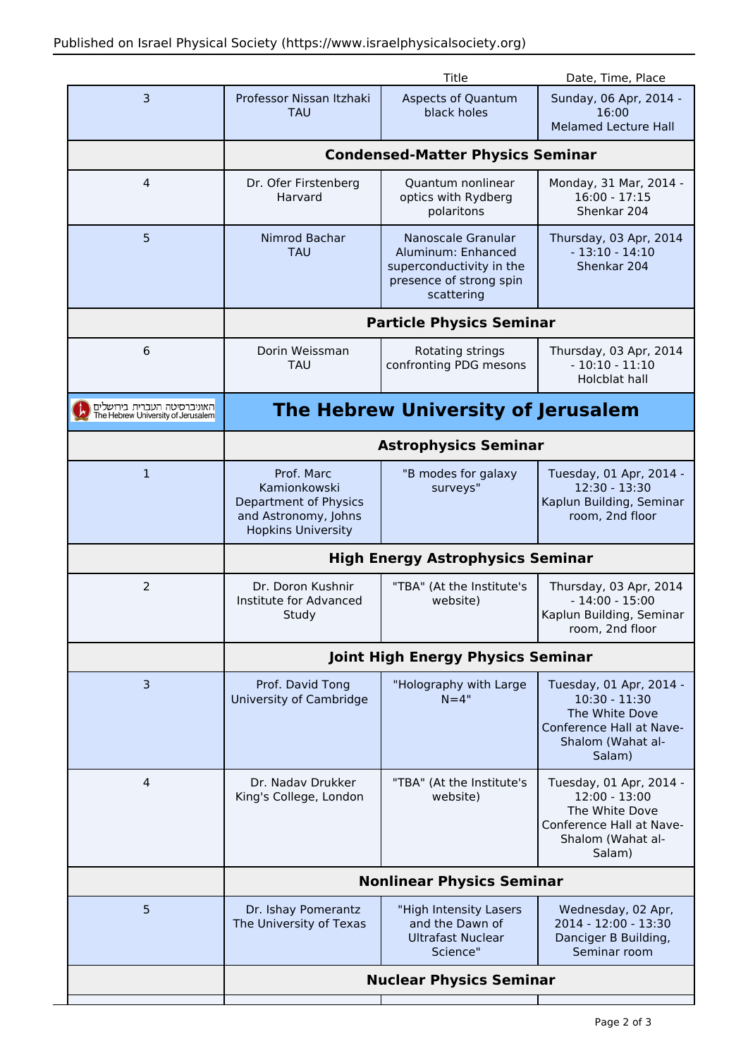| | | Title | Date, Time, Place |
|---|---|---|---|
| 3 | Professor Nissan Itzhaki TAU | Aspects of Quantum black holes | Sunday, 06 Apr, 2014 - 16:00 Melamed Lecture Hall |
| | **Condensed-Matter Physics Seminar** | | |
| 4 | Dr. Ofer Firstenberg Harvard | Quantum nonlinear optics with Rydberg polaritons | Monday, 31 Mar, 2014 - 16:00 - 17:15 Shenkar 204 |
| 5 | Nimrod Bachar TAU | Nanoscale Granular Aluminum: Enhanced superconductivity in the presence of strong spin scattering | Thursday, 03 Apr, 2014 - 13:10 - 14:10 Shenkar 204 |
| | **Particle Physics Seminar** | | |
| 6 | Dorin Weissman TAU | Rotating strings confronting PDG mesons | Thursday, 03 Apr, 2014 - 10:10 - 11:10 Holcblat hall |
| האוניברסיטה העברית בירושלים The Hebrew University of Jerusalem | **The Hebrew University of Jerusalem** | | |
| | **Astrophysics Seminar** | | |
| 1 | Prof. Marc Kamionkowski Department of Physics and Astronomy, Johns Hopkins University | "B modes for galaxy surveys" | Tuesday, 01 Apr, 2014 - 12:30 - 13:30 Kaplun Building, Seminar room, 2nd floor |
| | **High Energy Astrophysics Seminar** | | |
| 2 | Dr. Doron Kushnir Institute for Advanced Study | "TBA" (At the Institute's website) | Thursday, 03 Apr, 2014 - 14:00 - 15:00 Kaplun Building, Seminar room, 2nd floor |
| | **Joint High Energy Physics Seminar** | | |
| 3 | Prof. David Tong University of Cambridge | "Holography with Large N=4" | Tuesday, 01 Apr, 2014 - 10:30 - 11:30 The White Dove Conference Hall at Nave-Shalom (Wahat al-Salam) |
| 4 | Dr. Nadav Drukker King's College, London | "TBA" (At the Institute's website) | Tuesday, 01 Apr, 2014 - 12:00 - 13:00 The White Dove Conference Hall at Nave-Shalom (Wahat al-Salam) |
| | **Nonlinear Physics Seminar** | | |
| 5 | Dr. Ishay Pomerantz The University of Texas | "High Intensity Lasers and the Dawn of Ultrafast Nuclear Science" | Wednesday, 02 Apr, 2014 - 12:00 - 13:30 Danciger B Building, Seminar room |
| | **Nuclear Physics Seminar** | | |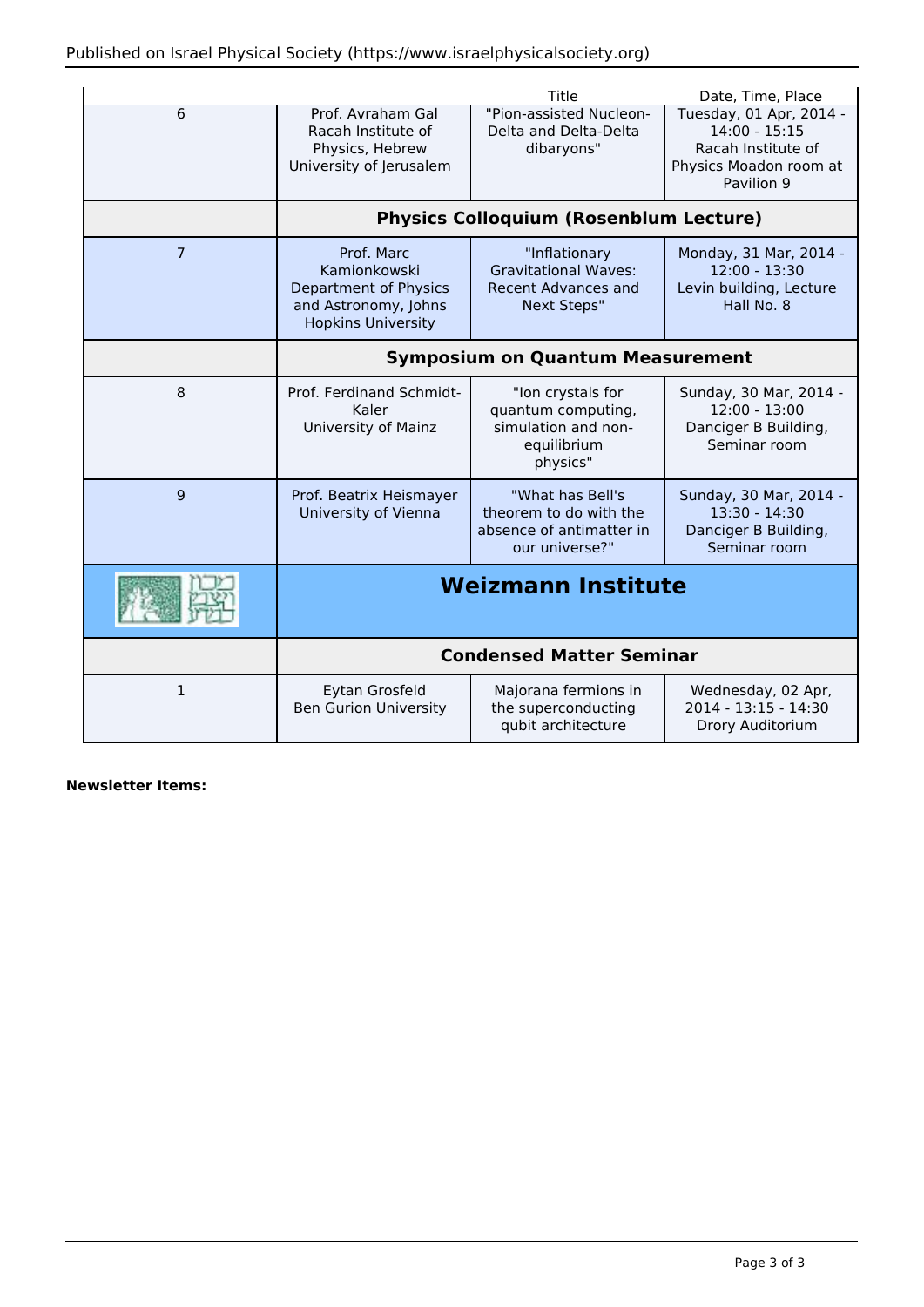| | | Title | Date, Time, Place |
|---|---|---|---|
| 6 | Prof. Avraham Gal<br>Racah Institute of Physics, Hebrew University of Jerusalem | "Pion-assisted Nucleon-Delta and Delta-Delta dibaryons" | Tuesday, 01 Apr, 2014 - 14:00 - 15:15<br>Racah Institute of Physics Moadon room at Pavilion 9 |
| | **Physics Colloquium (Rosenblum Lecture)** | | |
| 7 | Prof. Marc Kamionkowski<br>Department of Physics and Astronomy, Johns Hopkins University | "Inflationary Gravitational Waves: Recent Advances and Next Steps" | Monday, 31 Mar, 2014 - 12:00 - 13:30<br>Levin building, Lecture Hall No. 8 |
| | **Symposium on Quantum Measurement** | | |
| 8 | Prof. Ferdinand Schmidt-Kaler<br>University of Mainz | "Ion crystals for quantum computing, simulation and non-equilibrium physics" | Sunday, 30 Mar, 2014 - 12:00 - 13:00<br>Danciger B Building, Seminar room |
| 9 | Prof. Beatrix Heismayer<br>University of Vienna | "What has Bell's theorem to do with the absence of antimatter in our universe?" | Sunday, 30 Mar, 2014 - 13:30 - 14:30<br>Danciger B Building, Seminar room |
| | **Weizmann Institute** | | |
| | **Condensed Matter Seminar** | | |
| 1 | Eytan Grosfeld<br>Ben Gurion University | Majorana fermions in the superconducting qubit architecture | Wednesday, 02 Apr, 2014 - 13:15 - 14:30<br>Drory Auditorium |

**Newsletter Items:**